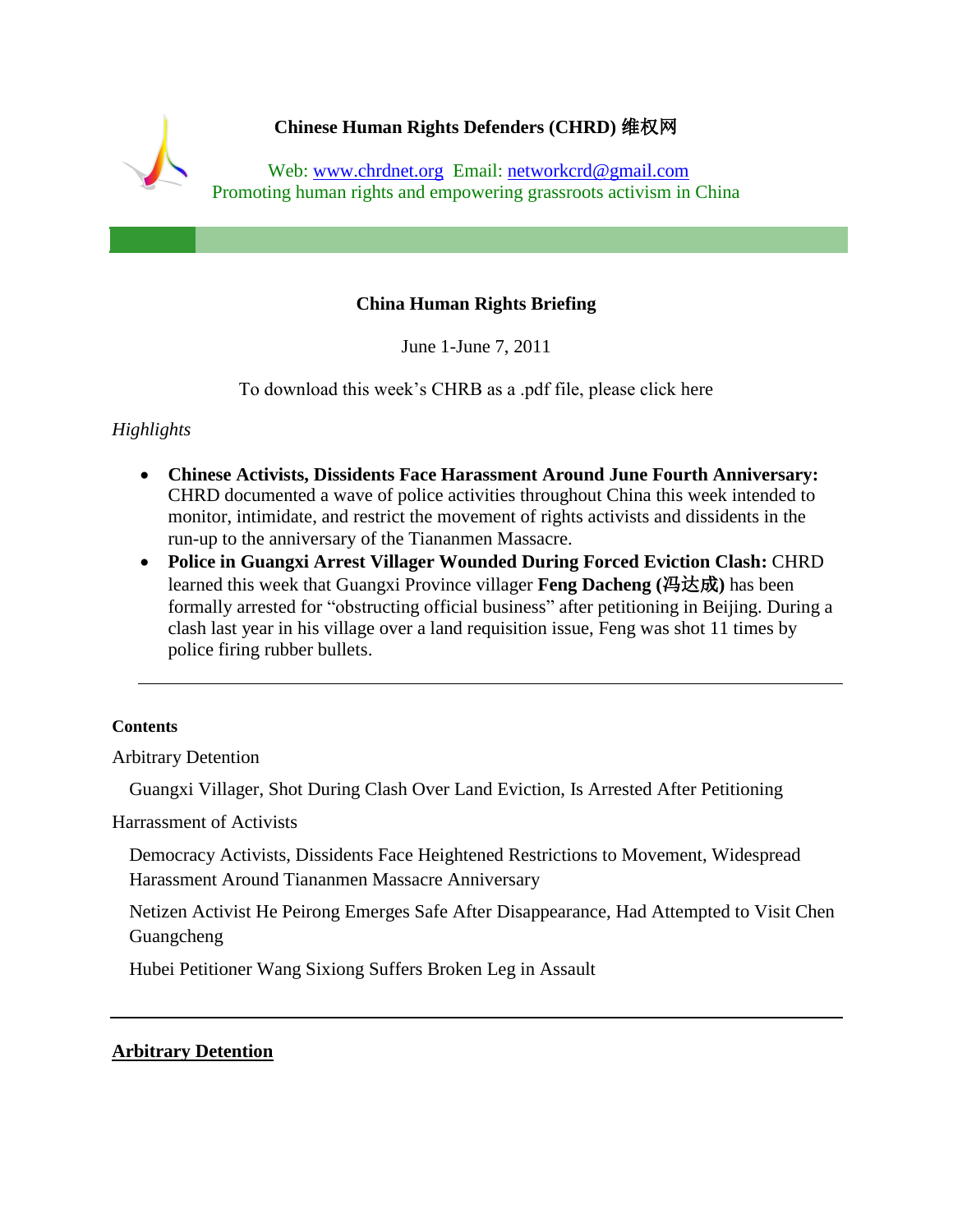**Chinese Human Rights Defenders (CHRD) 维权网**

Web: www.chrdnet.org Email: networkcrd@gmail.com
Promoting human rights and empowering grassroots activism in China

---

## China Human Rights Briefing

June 1-June 7, 2011

To download this week's CHRB as a .pdf file, please click here

*Highlights*

- **Chinese Activists, Dissidents Face Harassment Around June Fourth Anniversary:** CHRD documented a wave of police activities throughout China this week intended to monitor, intimidate, and restrict the movement of rights activists and dissidents in the run-up to the anniversary of the Tiananmen Massacre.
- **Police in Guangxi Arrest Villager Wounded During Forced Eviction Clash:** CHRD learned this week that Guangxi Province villager **Feng Dacheng (冯达成)** has been formally arrested for "obstructing official business" after petitioning in Beijing. During a clash last year in his village over a land requisition issue, Feng was shot 11 times by police firing rubber bullets.

---

**Contents**

Arbitrary Detention

- Guangxi Villager, Shot During Clash Over Land Eviction, Is Arrested After Petitioning

Harrassment of Activists

- Democracy Activists, Dissidents Face Heightened Restrictions to Movement, Widespread Harassment Around Tiananmen Massacre Anniversary
- Netizen Activist He Peirong Emerges Safe After Disappearance, Had Attempted to Visit Chen Guangcheng
- Hubei Petitioner Wang Sixiong Suffers Broken Leg in Assault

---

## Arbitrary Detention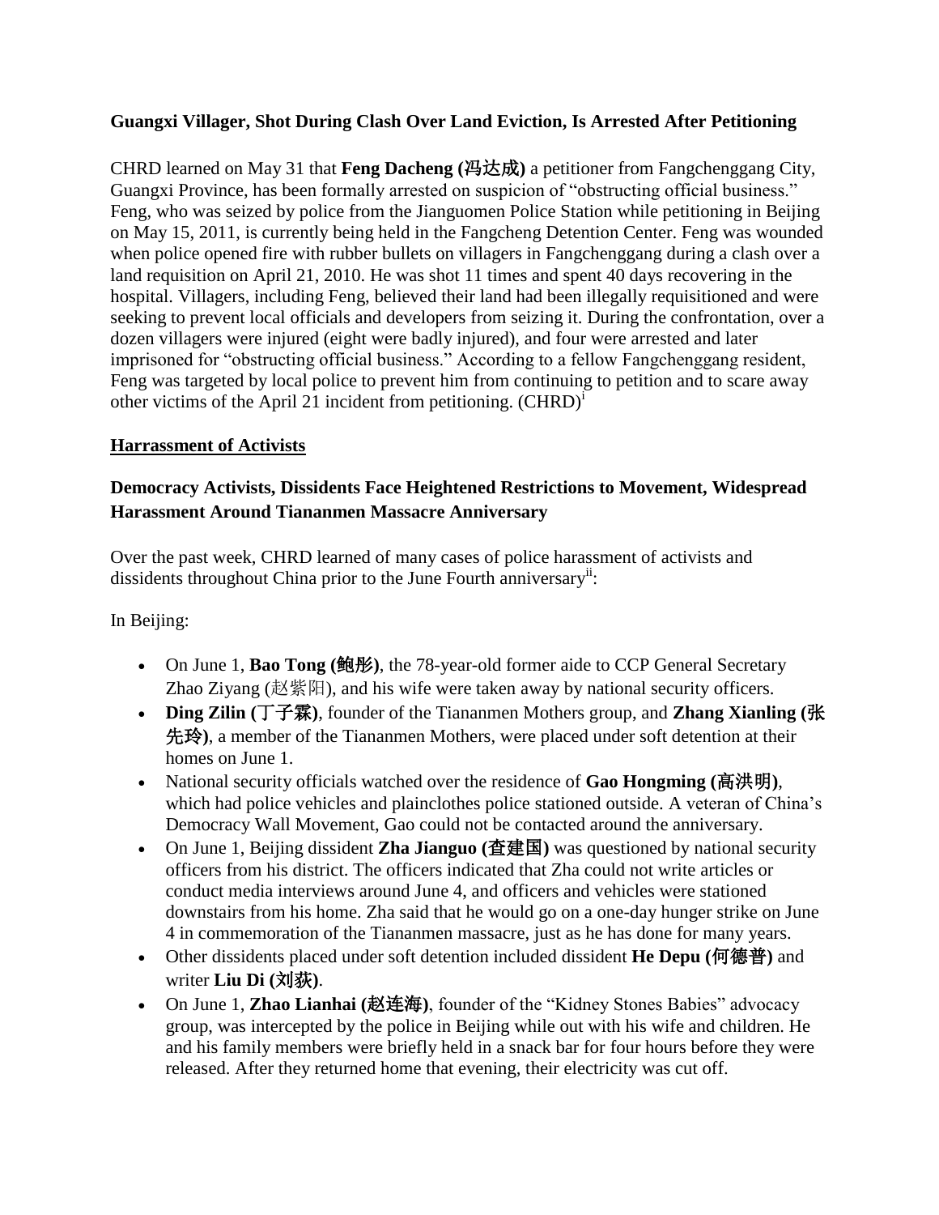**Guangxi Villager, Shot During Clash Over Land Eviction, Is Arrested After Petitioning**

CHRD learned on May 31 that **Feng Dacheng (冯达成)** a petitioner from Fangchenggang City, Guangxi Province, has been formally arrested on suspicion of "obstructing official business." Feng, who was seized by police from the Jianguomen Police Station while petitioning in Beijing on May 15, 2011, is currently being held in the Fangcheng Detention Center. Feng was wounded when police opened fire with rubber bullets on villagers in Fangchenggang during a clash over a land requisition on April 21, 2010. He was shot 11 times and spent 40 days recovering in the hospital. Villagers, including Feng, believed their land had been illegally requisitioned and were seeking to prevent local officials and developers from seizing it. During the confrontation, over a dozen villagers were injured (eight were badly injured), and four were arrested and later imprisoned for "obstructing official business." According to a fellow Fangchenggang resident, Feng was targeted by local police to prevent him from continuing to petition and to scare away other victims of the April 21 incident from petitioning. (CHRD)[i]

## Harrassment of Activists

**Democracy Activists, Dissidents Face Heightened Restrictions to Movement, Widespread Harassment Around Tiananmen Massacre Anniversary**

Over the past week, CHRD learned of many cases of police harassment of activists and dissidents throughout China prior to the June Fourth anniversary[ii]:

In Beijing:

- On June 1, **Bao Tong (鲍彤)**, the 78-year-old former aide to CCP General Secretary Zhao Ziyang (赵紫阳), and his wife were taken away by national security officers.
- **Ding Zilin (丁子霖)**, founder of the Tiananmen Mothers group, and **Zhang Xianling (张先玲)**, a member of the Tiananmen Mothers, were placed under soft detention at their homes on June 1.
- National security officials watched over the residence of **Gao Hongming (高洪明)**, which had police vehicles and plainclothes police stationed outside. A veteran of China's Democracy Wall Movement, Gao could not be contacted around the anniversary.
- On June 1, Beijing dissident **Zha Jianguo (查建国)** was questioned by national security officers from his district. The officers indicated that Zha could not write articles or conduct media interviews around June 4, and officers and vehicles were stationed downstairs from his home. Zha said that he would go on a one-day hunger strike on June 4 in commemoration of the Tiananmen massacre, just as he has done for many years.
- Other dissidents placed under soft detention included dissident **He Depu (何德普)** and writer **Liu Di (刘荻)**.
- On June 1, **Zhao Lianhai (赵连海)**, founder of the "Kidney Stones Babies" advocacy group, was intercepted by the police in Beijing while out with his wife and children. He and his family members were briefly held in a snack bar for four hours before they were released. After they returned home that evening, their electricity was cut off.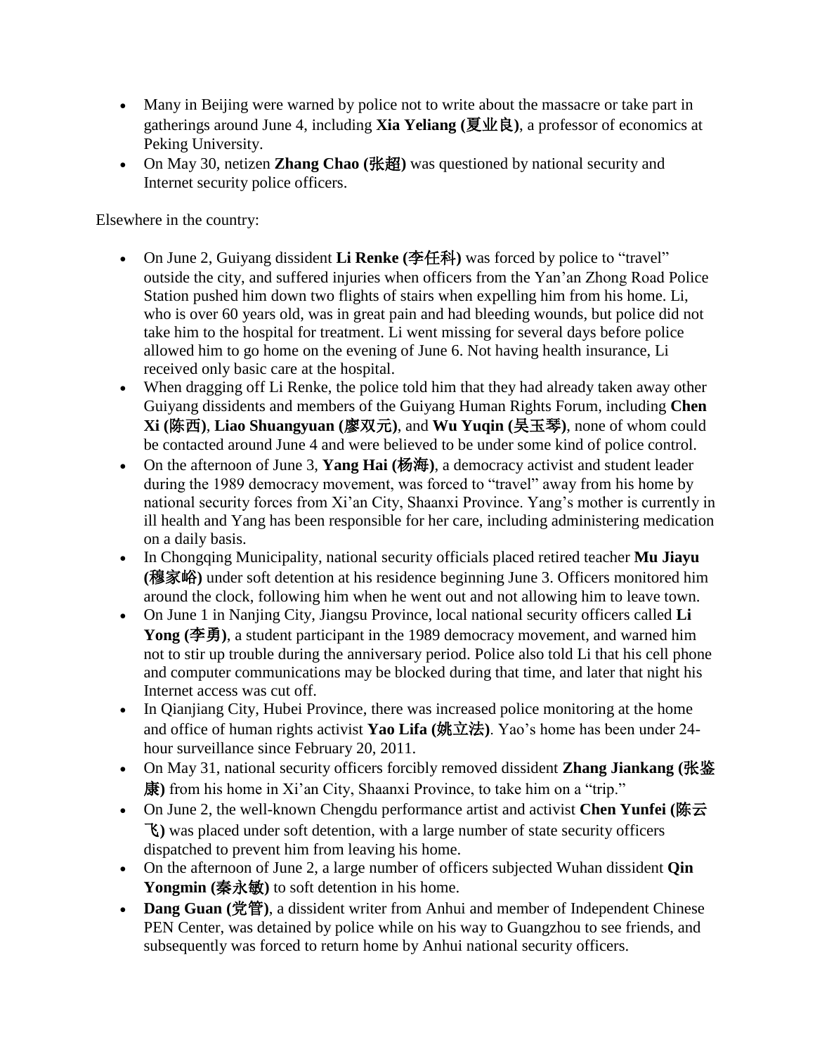- Many in Beijing were warned by police not to write about the massacre or take part in gatherings around June 4, including **Xia Yeliang (夏业良)**, a professor of economics at Peking University.
- On May 30, netizen **Zhang Chao (张超)** was questioned by national security and Internet security police officers.

Elsewhere in the country:

- On June 2, Guiyang dissident **Li Renke (李任科)** was forced by police to "travel" outside the city, and suffered injuries when officers from the Yan'an Zhong Road Police Station pushed him down two flights of stairs when expelling him from his home. Li, who is over 60 years old, was in great pain and had bleeding wounds, but police did not take him to the hospital for treatment. Li went missing for several days before police allowed him to go home on the evening of June 6. Not having health insurance, Li received only basic care at the hospital.
- When dragging off Li Renke, the police told him that they had already taken away other Guiyang dissidents and members of the Guiyang Human Rights Forum, including **Chen Xi (陈西)**, **Liao Shuangyuan (廖双元)**, and **Wu Yuqin (吴玉琴)**, none of whom could be contacted around June 4 and were believed to be under some kind of police control.
- On the afternoon of June 3, **Yang Hai (杨海)**, a democracy activist and student leader during the 1989 democracy movement, was forced to "travel" away from his home by national security forces from Xi'an City, Shaanxi Province. Yang's mother is currently in ill health and Yang has been responsible for her care, including administering medication on a daily basis.
- In Chongqing Municipality, national security officials placed retired teacher **Mu Jiayu (穆家峪)** under soft detention at his residence beginning June 3. Officers monitored him around the clock, following him when he went out and not allowing him to leave town.
- On June 1 in Nanjing City, Jiangsu Province, local national security officers called **Li Yong (李勇)**, a student participant in the 1989 democracy movement, and warned him not to stir up trouble during the anniversary period. Police also told Li that his cell phone and computer communications may be blocked during that time, and later that night his Internet access was cut off.
- In Qianjiang City, Hubei Province, there was increased police monitoring at the home and office of human rights activist **Yao Lifa (姚立法)**. Yao's home has been under 24-hour surveillance since February 20, 2011.
- On May 31, national security officers forcibly removed dissident **Zhang Jiankang (张鉴康)** from his home in Xi'an City, Shaanxi Province, to take him on a "trip."
- On June 2, the well-known Chengdu performance artist and activist **Chen Yunfei (陈云飞)** was placed under soft detention, with a large number of state security officers dispatched to prevent him from leaving his home.
- On the afternoon of June 2, a large number of officers subjected Wuhan dissident **Qin Yongmin (秦永敏)** to soft detention in his home.
- **Dang Guan (党管)**, a dissident writer from Anhui and member of Independent Chinese PEN Center, was detained by police while on his way to Guangzhou to see friends, and subsequently was forced to return home by Anhui national security officers.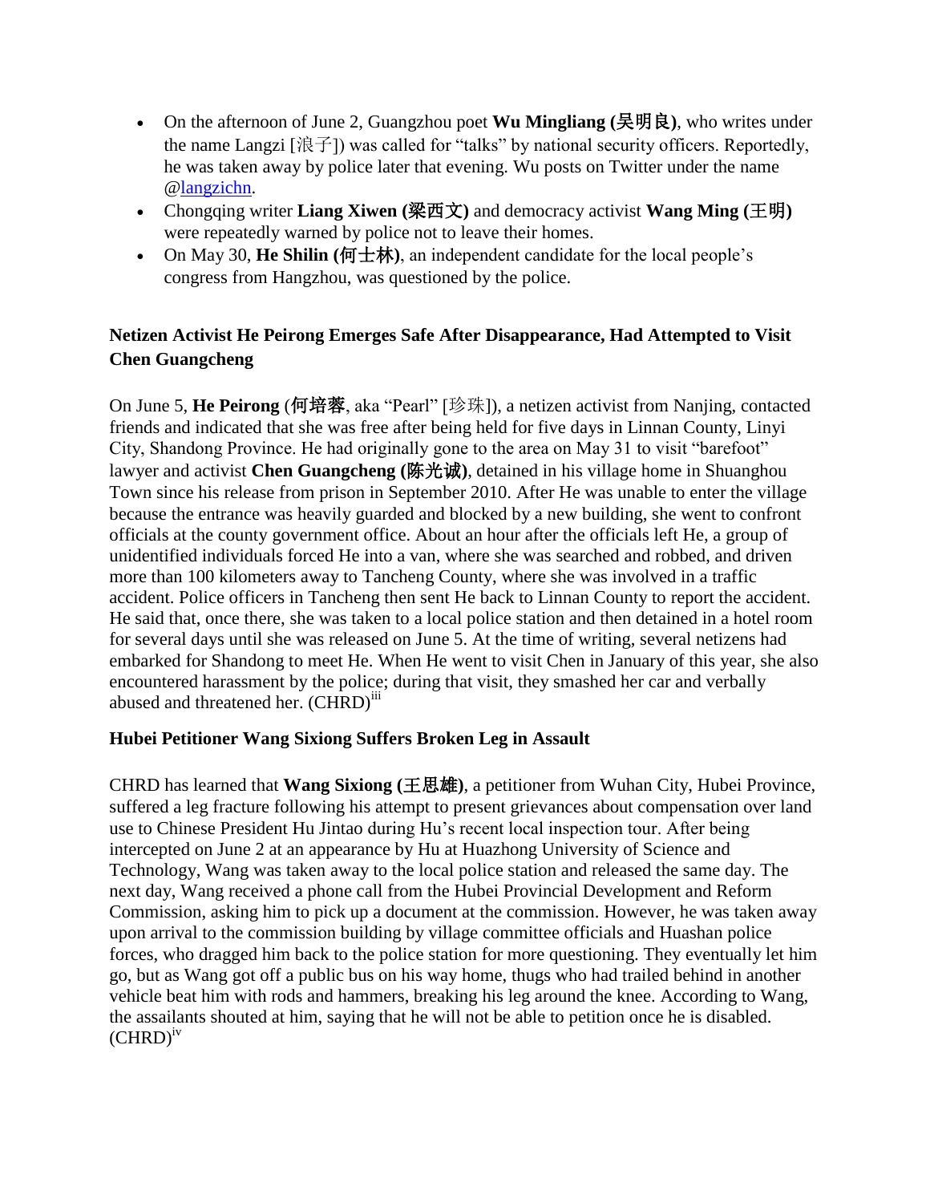- On the afternoon of June 2, Guangzhou poet **Wu Mingliang (吴明良)**, who writes under the name Langzi [浪子]) was called for "talks" by national security officers. Reportedly, he was taken away by police later that evening. Wu posts on Twitter under the name @langzichn.
- Chongqing writer **Liang Xiwen (梁西文)** and democracy activist **Wang Ming (王明)** were repeatedly warned by police not to leave their homes.
- On May 30, **He Shilin (何士林)**, an independent candidate for the local people's congress from Hangzhou, was questioned by the police.

**Netizen Activist He Peirong Emerges Safe After Disappearance, Had Attempted to Visit Chen Guangcheng**

On June 5, **He Peirong** (**何培蓉**, aka "Pearl" [珍珠]), a netizen activist from Nanjing, contacted friends and indicated that she was free after being held for five days in Linnan County, Linyi City, Shandong Province. He had originally gone to the area on May 31 to visit "barefoot" lawyer and activist **Chen Guangcheng (陈光诚)**, detained in his village home in Shuanghou Town since his release from prison in September 2010. After He was unable to enter the village because the entrance was heavily guarded and blocked by a new building, she went to confront officials at the county government office. About an hour after the officials left He, a group of unidentified individuals forced He into a van, where she was searched and robbed, and driven more than 100 kilometers away to Tancheng County, where she was involved in a traffic accident. Police officers in Tancheng then sent He back to Linnan County to report the accident. He said that, once there, she was taken to a local police station and then detained in a hotel room for several days until she was released on June 5. At the time of writing, several netizens had embarked for Shandong to meet He. When He went to visit Chen in January of this year, she also encountered harassment by the police; during that visit, they smashed her car and verbally abused and threatened her. (CHRD)[iii]

**Hubei Petitioner Wang Sixiong Suffers Broken Leg in Assault**

CHRD has learned that **Wang Sixiong (王思雄)**, a petitioner from Wuhan City, Hubei Province, suffered a leg fracture following his attempt to present grievances about compensation over land use to Chinese President Hu Jintao during Hu's recent local inspection tour. After being intercepted on June 2 at an appearance by Hu at Huazhong University of Science and Technology, Wang was taken away to the local police station and released the same day. The next day, Wang received a phone call from the Hubei Provincial Development and Reform Commission, asking him to pick up a document at the commission. However, he was taken away upon arrival to the commission building by village committee officials and Huashan police forces, who dragged him back to the police station for more questioning. They eventually let him go, but as Wang got off a public bus on his way home, thugs who had trailed behind in another vehicle beat him with rods and hammers, breaking his leg around the knee. According to Wang, the assailants shouted at him, saying that he will not be able to petition once he is disabled. (CHRD)[iv]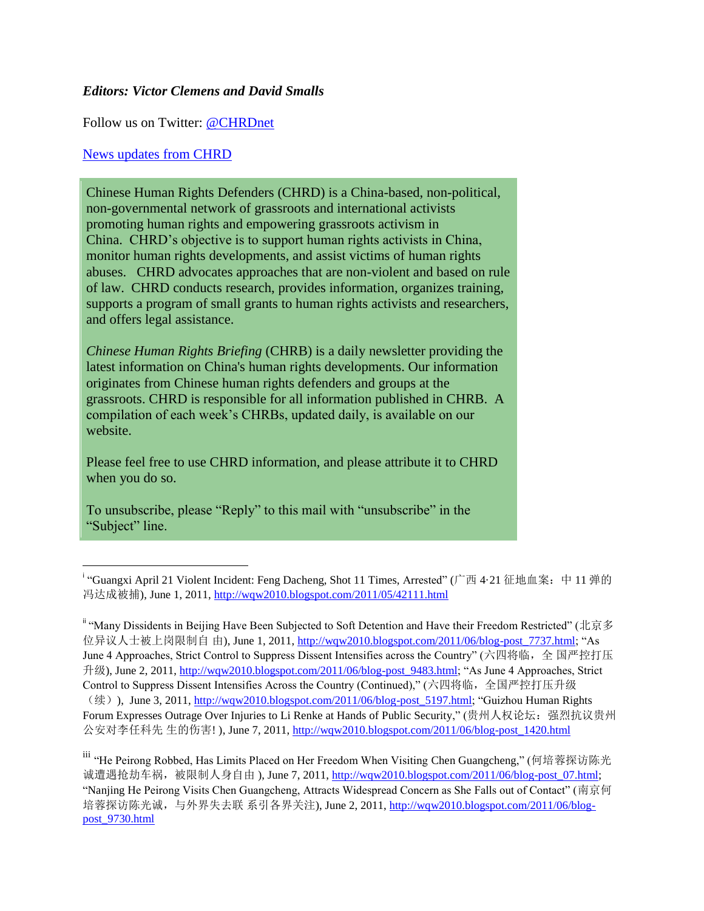***Editors: Victor Clemens and David Smalls***

Follow us on Twitter: @CHRDnet

News updates from CHRD

Chinese Human Rights Defenders (CHRD) is a China-based, non-political, non-governmental network of grassroots and international activists promoting human rights and empowering grassroots activism in China. CHRD's objective is to support human rights activists in China, monitor human rights developments, and assist victims of human rights abuses. CHRD advocates approaches that are non-violent and based on rule of law. CHRD conducts research, provides information, organizes training, supports a program of small grants to human rights activists and researchers, and offers legal assistance.

*Chinese Human Rights Briefing* (CHRB) is a daily newsletter providing the latest information on China's human rights developments. Our information originates from Chinese human rights defenders and groups at the grassroots. CHRD is responsible for all information published in CHRB. A compilation of each week's CHRBs, updated daily, is available on our website.

Please feel free to use CHRD information, and please attribute it to CHRD when you do so.

To unsubscribe, please "Reply" to this mail with "unsubscribe" in the "Subject" line.

---

[i] "Guangxi April 21 Violent Incident: Feng Dacheng, Shot 11 Times, Arrested" (广西 4·21 征地血案：中 11 弹的冯达成被捕), June 1, 2011, http://wqw2010.blogspot.com/2011/05/42111.html

[ii] "Many Dissidents in Beijing Have Been Subjected to Soft Detention and Have their Freedom Restricted" (北京多位异议人士被上岗限制自 由), June 1, 2011, http://wqw2010.blogspot.com/2011/06/blog-post_7737.html; "As June 4 Approaches, Strict Control to Suppress Dissent Intensifies across the Country" (六四将临，全 国严控打压升级), June 2, 2011, http://wqw2010.blogspot.com/2011/06/blog-post_9483.html; "As June 4 Approaches, Strict Control to Suppress Dissent Intensifies Across the Country (Continued)," (六四将临，全国严控打压升级（续）), June 3, 2011, http://wqw2010.blogspot.com/2011/06/blog-post_5197.html; "Guizhou Human Rights Forum Expresses Outrage Over Injuries to Li Renke at Hands of Public Security," (贵州人权论坛：强烈抗议贵州公安对李任科先 生的伤害! ), June 7, 2011, http://wqw2010.blogspot.com/2011/06/blog-post_1420.html

[iii] "He Peirong Robbed, Has Limits Placed on Her Freedom When Visiting Chen Guangcheng," (何培蓉探访陈光诚遭遇抢劫车祸，被限制人身自由 ), June 7, 2011, http://wqw2010.blogspot.com/2011/06/blog-post_07.html; "Nanjing He Peirong Visits Chen Guangcheng, Attracts Widespread Concern as She Falls out of Contact" (南京何培蓉探访陈光诚，与外界失去联 系引各界关注), June 2, 2011, http://wqw2010.blogspot.com/2011/06/blog-post_9730.html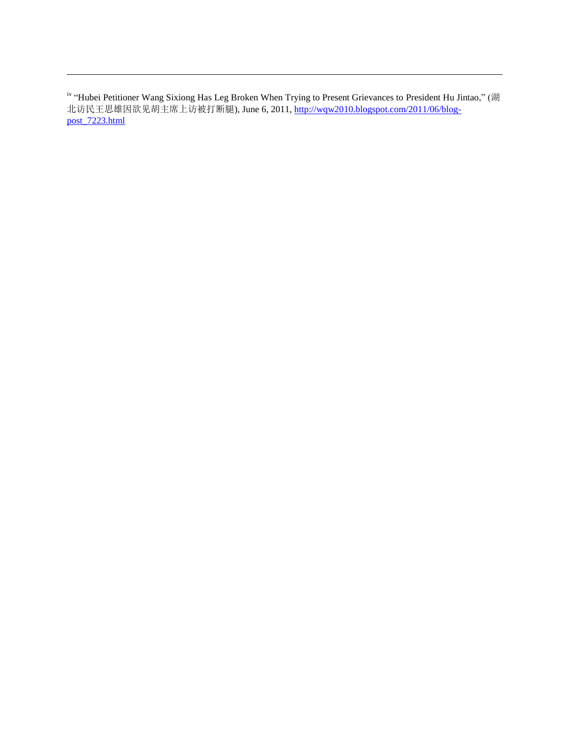---

[iv] "Hubei Petitioner Wang Sixiong Has Leg Broken When Trying to Present Grievances to President Hu Jintao," (湖北访民王思雄因欲见胡主席上访被打断腿), June 6, 2011, http://wqw2010.blogspot.com/2011/06/blog-post_7223.html